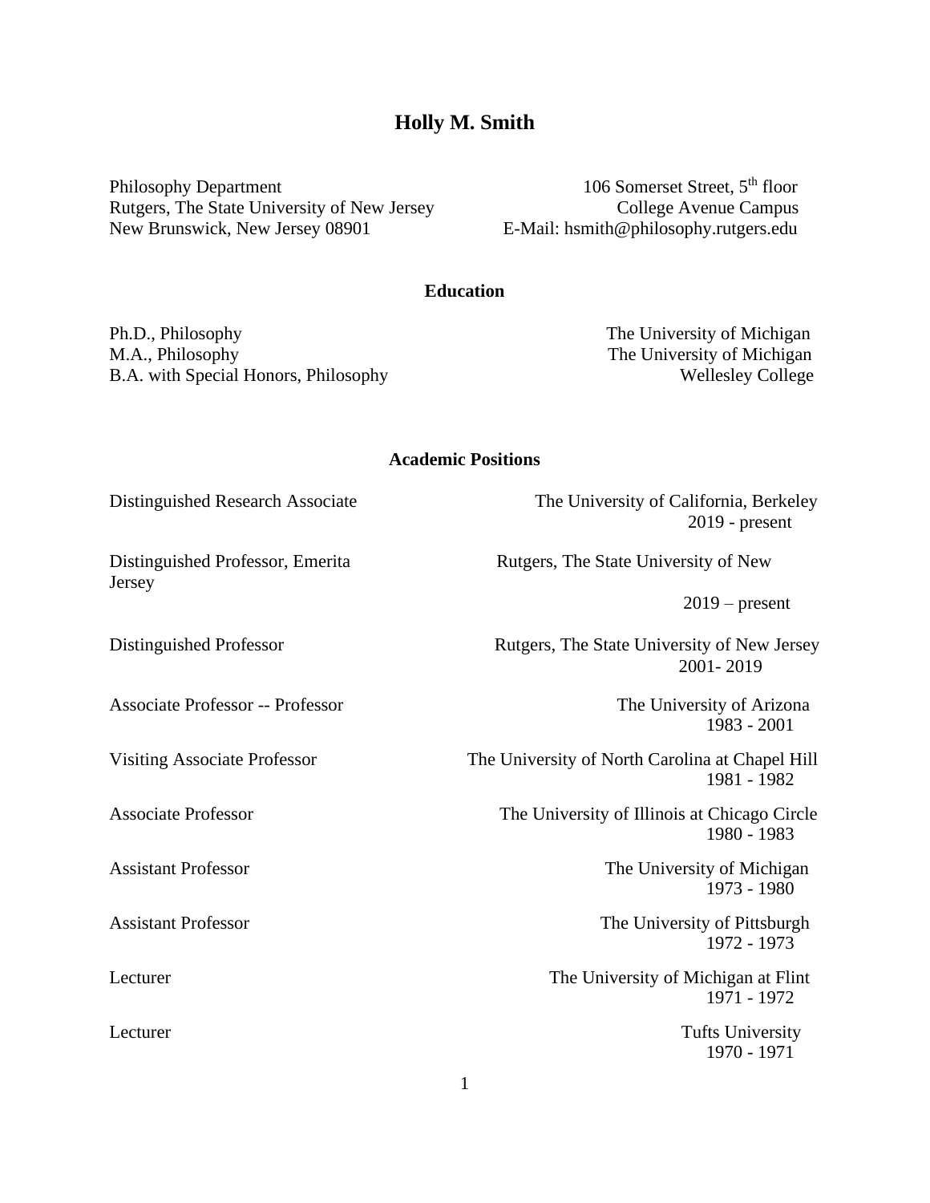# Holly M. Smith

Philosophy Department
Rutgers, The State University of New Jersey
New Brunswick, New Jersey 08901

106 Somerset Street, 5th floor
College Avenue Campus
E-Mail: hsmith@philosophy.rutgers.edu

## Education

| | |
|---|---|
| Ph.D., Philosophy | The University of Michigan |
| M.A., Philosophy | The University of Michigan |
| B.A. with Special Honors, Philosophy | Wellesley College |

## Academic Positions

| | |
|---|---|
| Distinguished Research Associate | The University of California, Berkeley<br>2019 - present |
| Distinguished Professor, Emerita | Rutgers, The State University of New Jersey<br>2019 – present |
| Distinguished Professor | Rutgers, The State University of New Jersey<br>2001- 2019 |
| Associate Professor -- Professor | The University of Arizona<br>1983 - 2001 |
| Visiting Associate Professor | The University of North Carolina at Chapel Hill<br>1981 - 1982 |
| Associate Professor | The University of Illinois at Chicago Circle<br>1980 - 1983 |
| Assistant Professor | The University of Michigan<br>1973 - 1980 |
| Assistant Professor | The University of Pittsburgh<br>1972 - 1973 |
| Lecturer | The University of Michigan at Flint<br>1971 - 1972 |
| Lecturer | Tufts University<br>1970 - 1971 |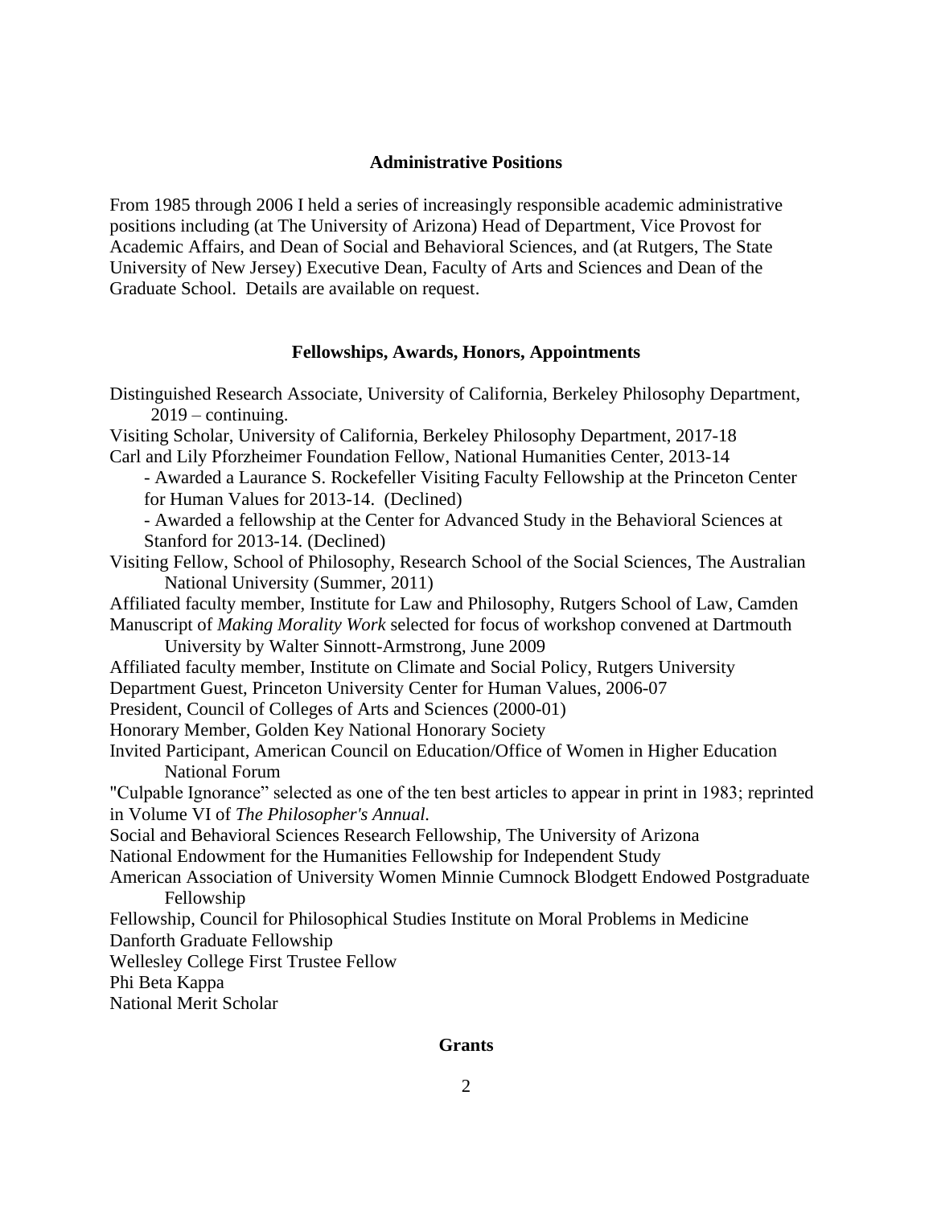## Administrative Positions

From 1985 through 2006 I held a series of increasingly responsible academic administrative positions including (at The University of Arizona) Head of Department, Vice Provost for Academic Affairs, and Dean of Social and Behavioral Sciences, and (at Rutgers, The State University of New Jersey) Executive Dean, Faculty of Arts and Sciences and Dean of the Graduate School. Details are available on request.

## Fellowships, Awards, Honors, Appointments

Distinguished Research Associate, University of California, Berkeley Philosophy Department, 2019 – continuing.

Visiting Scholar, University of California, Berkeley Philosophy Department, 2017-18

Carl and Lily Pforzheimer Foundation Fellow, National Humanities Center, 2013-14

- Awarded a Laurance S. Rockefeller Visiting Faculty Fellowship at the Princeton Center for Human Values for 2013-14. (Declined)
- Awarded a fellowship at the Center for Advanced Study in the Behavioral Sciences at Stanford for 2013-14. (Declined)

Visiting Fellow, School of Philosophy, Research School of the Social Sciences, The Australian National University (Summer, 2011)

Affiliated faculty member, Institute for Law and Philosophy, Rutgers School of Law, Camden

Manuscript of *Making Morality Work* selected for focus of workshop convened at Dartmouth University by Walter Sinnott-Armstrong, June 2009

Affiliated faculty member, Institute on Climate and Social Policy, Rutgers University

Department Guest, Princeton University Center for Human Values, 2006-07

President, Council of Colleges of Arts and Sciences (2000-01)

Honorary Member, Golden Key National Honorary Society

Invited Participant, American Council on Education/Office of Women in Higher Education National Forum

"Culpable Ignorance" selected as one of the ten best articles to appear in print in 1983; reprinted in Volume VI of *The Philosopher's Annual.*

Social and Behavioral Sciences Research Fellowship, The University of Arizona

National Endowment for the Humanities Fellowship for Independent Study

American Association of University Women Minnie Cumnock Blodgett Endowed Postgraduate Fellowship

Fellowship, Council for Philosophical Studies Institute on Moral Problems in Medicine

Danforth Graduate Fellowship

Wellesley College First Trustee Fellow

Phi Beta Kappa

National Merit Scholar

## Grants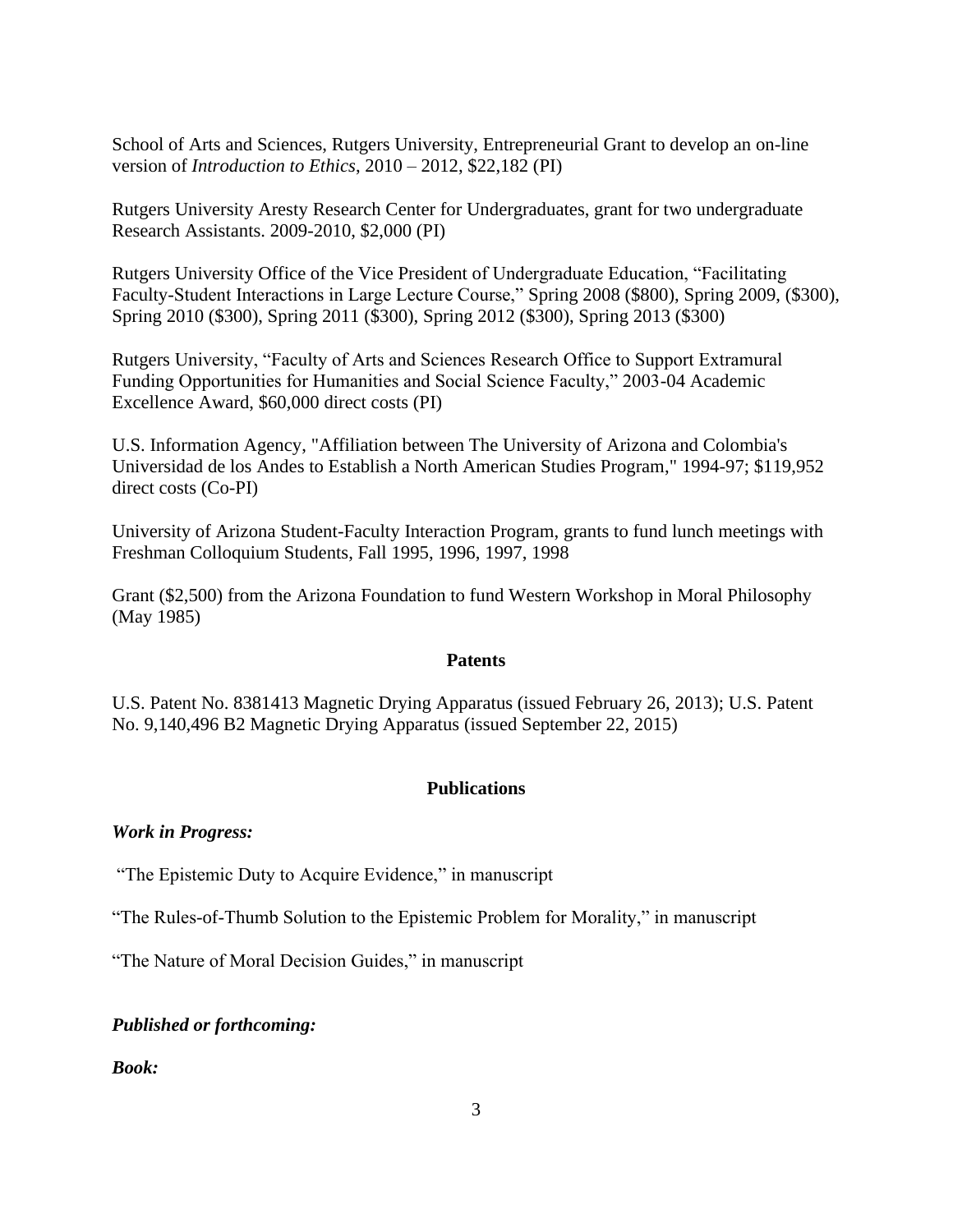School of Arts and Sciences, Rutgers University, Entrepreneurial Grant to develop an on-line version of *Introduction to Ethics*, 2010 – 2012, $22,182 (PI)

Rutgers University Aresty Research Center for Undergraduates, grant for two undergraduate Research Assistants. 2009-2010, $2,000 (PI)

Rutgers University Office of the Vice President of Undergraduate Education, "Facilitating Faculty-Student Interactions in Large Lecture Course," Spring 2008 ($800), Spring 2009, ($300), Spring 2010 ($300), Spring 2011 ($300), Spring 2012 ($300), Spring 2013 ($300)

Rutgers University, "Faculty of Arts and Sciences Research Office to Support Extramural Funding Opportunities for Humanities and Social Science Faculty," 2003-04 Academic Excellence Award, $60,000 direct costs (PI)

U.S. Information Agency, "Affiliation between The University of Arizona and Colombia's Universidad de los Andes to Establish a North American Studies Program," 1994-97; $119,952 direct costs (Co-PI)

University of Arizona Student-Faculty Interaction Program, grants to fund lunch meetings with Freshman Colloquium Students, Fall 1995, 1996, 1997, 1998

Grant ($2,500) from the Arizona Foundation to fund Western Workshop in Moral Philosophy (May 1985)

## Patents

U.S. Patent No. 8381413 Magnetic Drying Apparatus (issued February 26, 2013); U.S. Patent No. 9,140,496 B2 Magnetic Drying Apparatus (issued September 22, 2015)

## Publications

***Work in Progress:***

"The Epistemic Duty to Acquire Evidence," in manuscript

"The Rules-of-Thumb Solution to the Epistemic Problem for Morality," in manuscript

"The Nature of Moral Decision Guides," in manuscript

***Published or forthcoming:***

***Book:***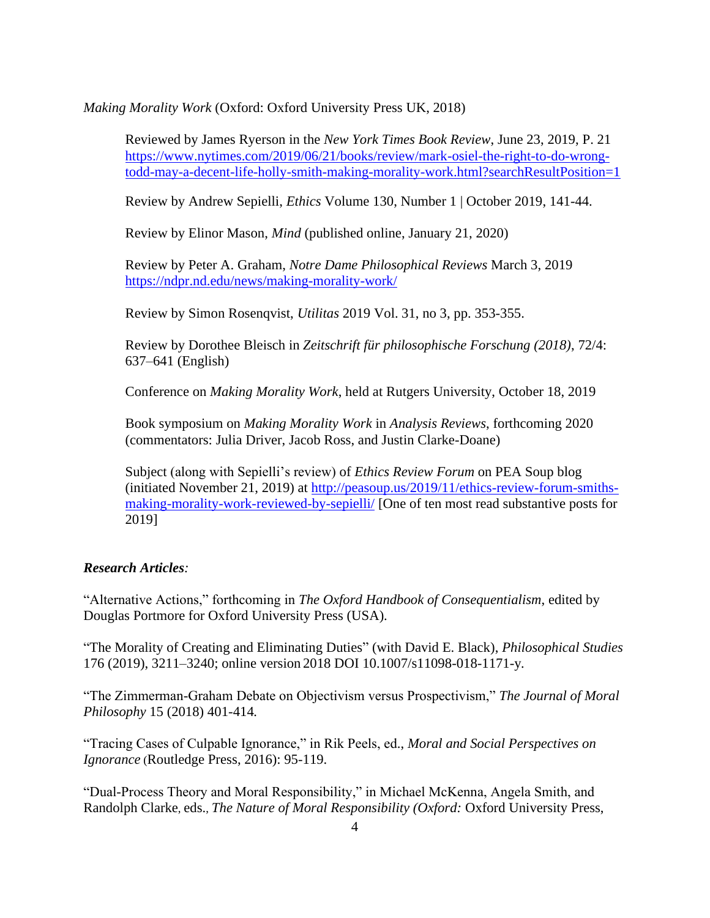*Making Morality Work* (Oxford: Oxford University Press UK, 2018)

> Reviewed by James Ryerson in the *New York Times Book Review*, June 23, 2019, P. 21 [https://www.nytimes.com/2019/06/21/books/review/mark-osiel-the-right-to-do-wrong-todd-may-a-decent-life-holly-smith-making-morality-work.html?searchResultPosition=1](https://www.nytimes.com/2019/06/21/books/review/mark-osiel-the-right-to-do-wrong-todd-may-a-decent-life-holly-smith-making-morality-work.html?searchResultPosition=1)
>
> Review by Andrew Sepielli, *Ethics* Volume 130, Number 1 | October 2019, 141-44.
>
> Review by Elinor Mason, *Mind* (published online, January 21, 2020)
>
> Review by Peter A. Graham, *Notre Dame Philosophical Reviews* March 3, 2019 [https://ndpr.nd.edu/news/making-morality-work/](https://ndpr.nd.edu/news/making-morality-work/)
>
> Review by Simon Rosenqvist, *Utilitas* 2019 Vol. 31, no 3, pp. 353-355.
>
> Review by Dorothee Bleisch in *Zeitschrift für philosophische Forschung (2018)*, 72/4: 637–641 (English)
>
> Conference on *Making Morality Work*, held at Rutgers University, October 18, 2019
>
> Book symposium on *Making Morality Work* in *Analysis Reviews*, forthcoming 2020 (commentators: Julia Driver, Jacob Ross, and Justin Clarke-Doane)
>
> Subject (along with Sepielli's review) of *Ethics Review Forum* on PEA Soup blog (initiated November 21, 2019) at [http://peasoup.us/2019/11/ethics-review-forum-smiths-making-morality-work-reviewed-by-sepielli/](http://peasoup.us/2019/11/ethics-review-forum-smiths-making-morality-work-reviewed-by-sepielli/) [One of ten most read substantive posts for 2019]

***Research Articles***:

"Alternative Actions," forthcoming in *The Oxford Handbook of Consequentialism*, edited by Douglas Portmore for Oxford University Press (USA).

"The Morality of Creating and Eliminating Duties" (with David E. Black), *Philosophical Studies* 176 (2019), 3211–3240; online version 2018 DOI 10.1007/s11098-018-1171-y.

"The Zimmerman-Graham Debate on Objectivism versus Prospectivism," *The Journal of Moral Philosophy* 15 (2018) 401-414.

"Tracing Cases of Culpable Ignorance," in Rik Peels, ed., *Moral and Social Perspectives on Ignorance* (Routledge Press, 2016): 95-119.

"Dual-Process Theory and Moral Responsibility," in Michael McKenna, Angela Smith, and Randolph Clarke, eds., *The Nature of Moral Responsibility (Oxford:* Oxford University Press,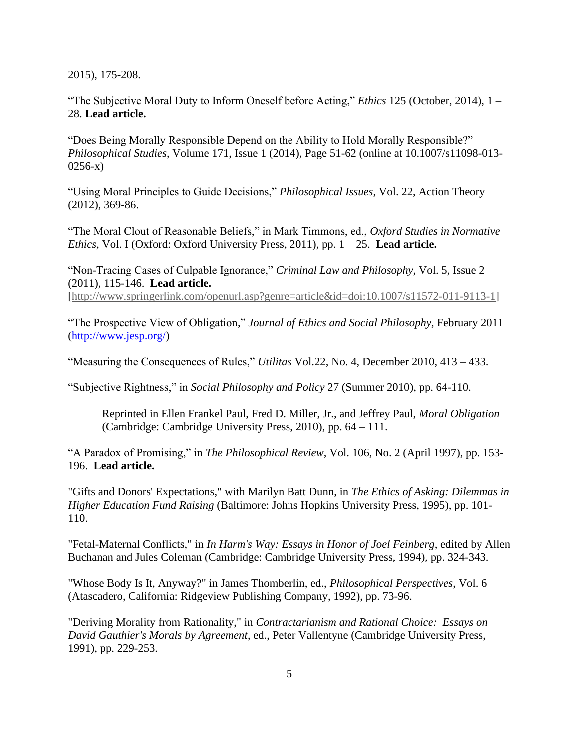2015), 175-208.

"The Subjective Moral Duty to Inform Oneself before Acting," *Ethics* 125 (October, 2014), 1 – 28. **Lead article.**

"Does Being Morally Responsible Depend on the Ability to Hold Morally Responsible?" *Philosophical Studies*, Volume 171, Issue 1 (2014), Page 51-62 (online at 10.1007/s11098-013-0256-x)

"Using Moral Principles to Guide Decisions," *Philosophical Issues*, Vol. 22, Action Theory (2012), 369-86.

"The Moral Clout of Reasonable Beliefs," in Mark Timmons, ed., *Oxford Studies in Normative Ethics*, Vol. I (Oxford: Oxford University Press, 2011), pp. 1 – 25. **Lead article.**

"Non-Tracing Cases of Culpable Ignorance," *Criminal Law and Philosophy*, Vol. 5, Issue 2 (2011), 115-146. **Lead article.** [http://www.springerlink.com/openurl.asp?genre=article&id=doi:10.1007/s11572-011-9113-1]

"The Prospective View of Obligation," *Journal of Ethics and Social Philosophy*, February 2011 (http://www.jesp.org/)

"Measuring the Consequences of Rules," *Utilitas* Vol.22, No. 4, December 2010, 413 – 433.

"Subjective Rightness," in *Social Philosophy and Policy* 27 (Summer 2010), pp. 64-110.

> Reprinted in Ellen Frankel Paul, Fred D. Miller, Jr., and Jeffrey Paul, *Moral Obligation* (Cambridge: Cambridge University Press, 2010), pp. 64 – 111.

"A Paradox of Promising," in *The Philosophical Review*, Vol. 106, No. 2 (April 1997), pp. 153-196. **Lead article.**

"Gifts and Donors' Expectations," with Marilyn Batt Dunn, in *The Ethics of Asking: Dilemmas in Higher Education Fund Raising* (Baltimore: Johns Hopkins University Press, 1995), pp. 101-110.

"Fetal-Maternal Conflicts," in *In Harm's Way: Essays in Honor of Joel Feinberg*, edited by Allen Buchanan and Jules Coleman (Cambridge: Cambridge University Press, 1994), pp. 324-343.

"Whose Body Is It, Anyway?" in James Thomberlin, ed., *Philosophical Perspectives*, Vol. 6 (Atascadero, California: Ridgeview Publishing Company, 1992), pp. 73-96.

"Deriving Morality from Rationality," in *Contractarianism and Rational Choice: Essays on David Gauthier's Morals by Agreement*, ed., Peter Vallentyne (Cambridge University Press, 1991), pp. 229-253.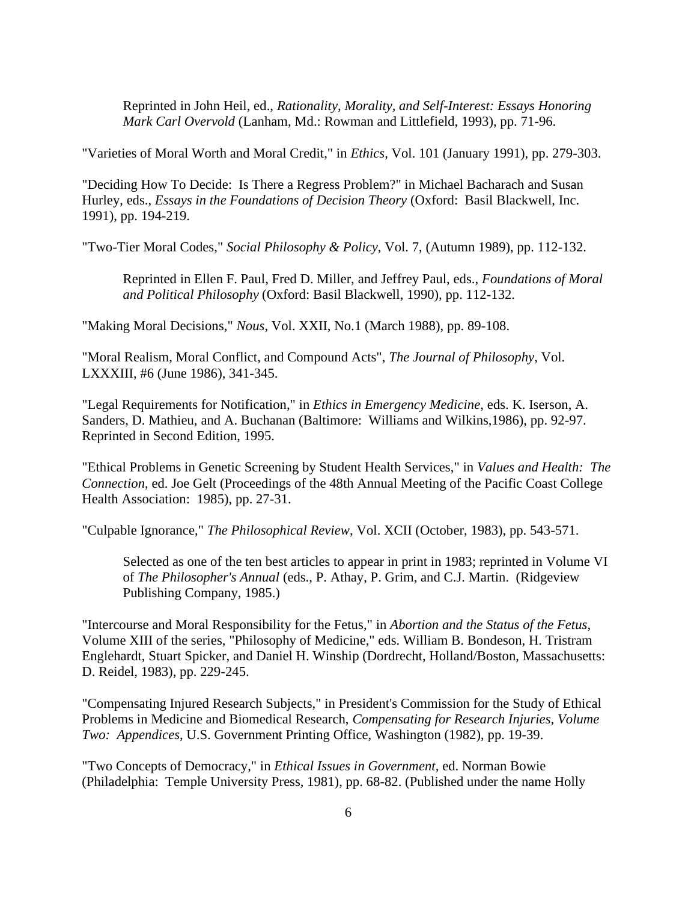Reprinted in John Heil, ed., *Rationality, Morality, and Self-Interest: Essays Honoring Mark Carl Overvold* (Lanham, Md.: Rowman and Littlefield, 1993), pp. 71-96.

"Varieties of Moral Worth and Moral Credit," in *Ethics*, Vol. 101 (January 1991), pp. 279-303.

"Deciding How To Decide: Is There a Regress Problem?" in Michael Bacharach and Susan Hurley, eds., *Essays in the Foundations of Decision Theory* (Oxford: Basil Blackwell, Inc. 1991), pp. 194-219.

"Two-Tier Moral Codes," *Social Philosophy & Policy*, Vol. 7, (Autumn 1989), pp. 112-132.

Reprinted in Ellen F. Paul, Fred D. Miller, and Jeffrey Paul, eds., *Foundations of Moral and Political Philosophy* (Oxford: Basil Blackwell, 1990), pp. 112-132.

"Making Moral Decisions," *Nous*, Vol. XXII, No.1 (March 1988), pp. 89-108.

"Moral Realism, Moral Conflict, and Compound Acts", *The Journal of Philosophy*, Vol. LXXXIII, #6 (June 1986), 341-345.

"Legal Requirements for Notification," in *Ethics in Emergency Medicine*, eds. K. Iserson, A. Sanders, D. Mathieu, and A. Buchanan (Baltimore: Williams and Wilkins,1986), pp. 92-97. Reprinted in Second Edition, 1995.

"Ethical Problems in Genetic Screening by Student Health Services," in *Values and Health: The Connection*, ed. Joe Gelt (Proceedings of the 48th Annual Meeting of the Pacific Coast College Health Association: 1985), pp. 27-31.

"Culpable Ignorance," *The Philosophical Review*, Vol. XCII (October, 1983), pp. 543-571.

Selected as one of the ten best articles to appear in print in 1983; reprinted in Volume VI of *The Philosopher's Annual* (eds., P. Athay, P. Grim, and C.J. Martin. (Ridgeview Publishing Company, 1985.)

"Intercourse and Moral Responsibility for the Fetus," in *Abortion and the Status of the Fetus*, Volume XIII of the series, "Philosophy of Medicine," eds. William B. Bondeson, H. Tristram Englehardt, Stuart Spicker, and Daniel H. Winship (Dordrecht, Holland/Boston, Massachusetts: D. Reidel, 1983), pp. 229-245.

"Compensating Injured Research Subjects," in President's Commission for the Study of Ethical Problems in Medicine and Biomedical Research, *Compensating for Research Injuries, Volume Two: Appendices*, U.S. Government Printing Office, Washington (1982), pp. 19-39.

"Two Concepts of Democracy," in *Ethical Issues in Government*, ed. Norman Bowie (Philadelphia: Temple University Press, 1981), pp. 68-82. (Published under the name Holly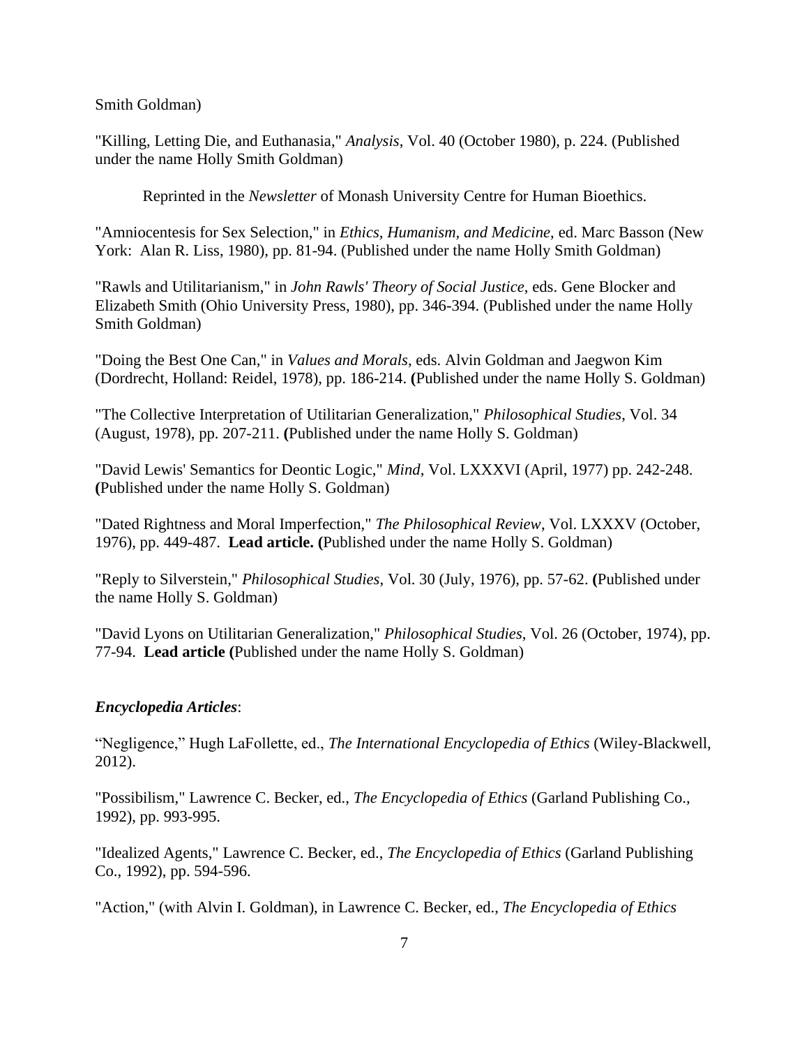Smith Goldman)

"Killing, Letting Die, and Euthanasia," *Analysis*, Vol. 40 (October 1980), p. 224. (Published under the name Holly Smith Goldman)

Reprinted in the *Newsletter* of Monash University Centre for Human Bioethics.

"Amniocentesis for Sex Selection," in *Ethics, Humanism, and Medicine*, ed. Marc Basson (New York: Alan R. Liss, 1980), pp. 81-94. (Published under the name Holly Smith Goldman)

"Rawls and Utilitarianism," in *John Rawls' Theory of Social Justice*, eds. Gene Blocker and Elizabeth Smith (Ohio University Press, 1980), pp. 346-394. (Published under the name Holly Smith Goldman)

"Doing the Best One Can," in *Values and Morals*, eds. Alvin Goldman and Jaegwon Kim (Dordrecht, Holland: Reidel, 1978), pp. 186-214. **(**Published under the name Holly S. Goldman)

"The Collective Interpretation of Utilitarian Generalization," *Philosophical Studies*, Vol. 34 (August, 1978), pp. 207-211. **(**Published under the name Holly S. Goldman)

"David Lewis' Semantics for Deontic Logic," *Mind*, Vol. LXXXVI (April, 1977) pp. 242-248. **(**Published under the name Holly S. Goldman)

"Dated Rightness and Moral Imperfection," *The Philosophical Review*, Vol. LXXXV (October, 1976), pp. 449-487. **Lead article. (**Published under the name Holly S. Goldman)

"Reply to Silverstein," *Philosophical Studies*, Vol. 30 (July, 1976), pp. 57-62. **(**Published under the name Holly S. Goldman)

"David Lyons on Utilitarian Generalization," *Philosophical Studies*, Vol. 26 (October, 1974), pp. 77-94. **Lead article (**Published under the name Holly S. Goldman)

***Encyclopedia Articles***:

"Negligence," Hugh LaFollette, ed., *The International Encyclopedia of Ethics* (Wiley-Blackwell, 2012).

"Possibilism," Lawrence C. Becker, ed., *The Encyclopedia of Ethics* (Garland Publishing Co., 1992), pp. 993-995.

"Idealized Agents," Lawrence C. Becker, ed., *The Encyclopedia of Ethics* (Garland Publishing Co., 1992), pp. 594-596.

"Action," (with Alvin I. Goldman), in Lawrence C. Becker, ed., *The Encyclopedia of Ethics*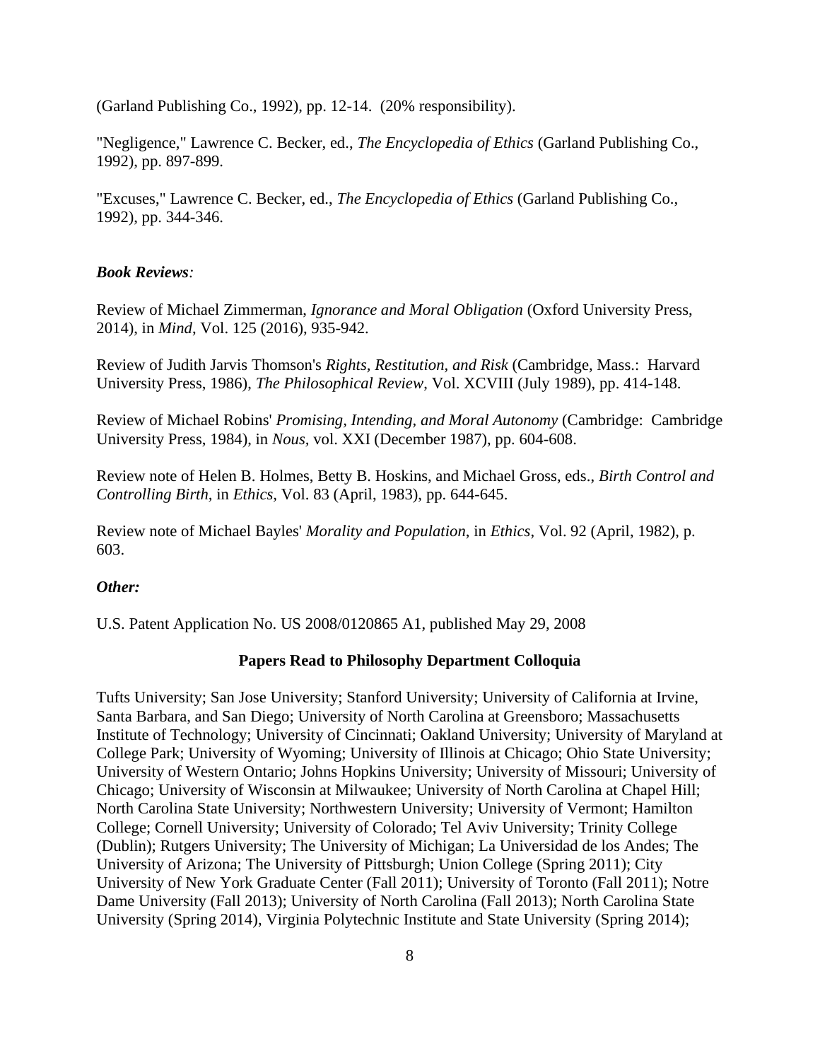(Garland Publishing Co., 1992), pp. 12-14. (20% responsibility).

"Negligence," Lawrence C. Becker, ed., *The Encyclopedia of Ethics* (Garland Publishing Co., 1992), pp. 897-899.

"Excuses," Lawrence C. Becker, ed., *The Encyclopedia of Ethics* (Garland Publishing Co., 1992), pp. 344-346.

***Book Reviews:***

Review of Michael Zimmerman, *Ignorance and Moral Obligation* (Oxford University Press, 2014), in *Mind*, Vol. 125 (2016), 935-942.

Review of Judith Jarvis Thomson's *Rights, Restitution, and Risk* (Cambridge, Mass.: Harvard University Press, 1986), *The Philosophical Review*, Vol. XCVIII (July 1989), pp. 414-148.

Review of Michael Robins' *Promising, Intending, and Moral Autonomy* (Cambridge: Cambridge University Press, 1984), in *Nous,* vol. XXI (December 1987), pp. 604-608.

Review note of Helen B. Holmes, Betty B. Hoskins, and Michael Gross, eds., *Birth Control and Controlling Birth,* in *Ethics,* Vol. 83 (April, 1983), pp. 644-645.

Review note of Michael Bayles' *Morality and Population*, in *Ethics*, Vol. 92 (April, 1982), p. 603.

***Other:***

U.S. Patent Application No. US 2008/0120865 A1, published May 29, 2008

## Papers Read to Philosophy Department Colloquia

Tufts University; San Jose University; Stanford University; University of California at Irvine, Santa Barbara, and San Diego; University of North Carolina at Greensboro; Massachusetts Institute of Technology; University of Cincinnati; Oakland University; University of Maryland at College Park; University of Wyoming; University of Illinois at Chicago; Ohio State University; University of Western Ontario; Johns Hopkins University; University of Missouri; University of Chicago; University of Wisconsin at Milwaukee; University of North Carolina at Chapel Hill; North Carolina State University; Northwestern University; University of Vermont; Hamilton College; Cornell University; University of Colorado; Tel Aviv University; Trinity College (Dublin); Rutgers University; The University of Michigan; La Universidad de los Andes; The University of Arizona; The University of Pittsburgh; Union College (Spring 2011); City University of New York Graduate Center (Fall 2011); University of Toronto (Fall 2011); Notre Dame University (Fall 2013); University of North Carolina (Fall 2013); North Carolina State University (Spring 2014), Virginia Polytechnic Institute and State University (Spring 2014);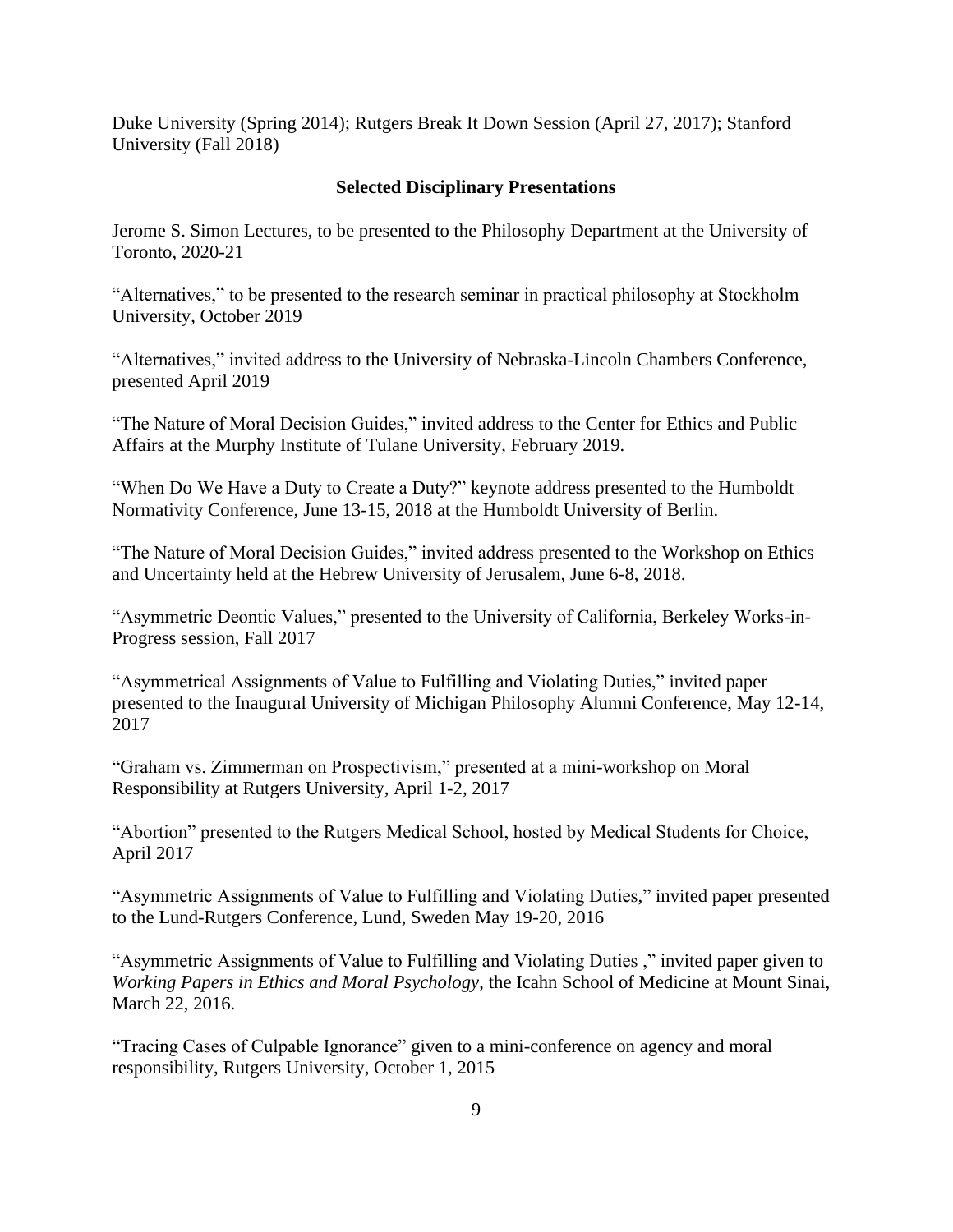Duke University (Spring 2014); Rutgers Break It Down Session (April 27, 2017); Stanford University (Fall 2018)

### Selected Disciplinary Presentations

Jerome S. Simon Lectures, to be presented to the Philosophy Department at the University of Toronto, 2020-21

"Alternatives," to be presented to the research seminar in practical philosophy at Stockholm University, October 2019

"Alternatives," invited address to the University of Nebraska-Lincoln Chambers Conference, presented April 2019

"The Nature of Moral Decision Guides," invited address to the Center for Ethics and Public Affairs at the Murphy Institute of Tulane University, February 2019.

"When Do We Have a Duty to Create a Duty?" keynote address presented to the Humboldt Normativity Conference, June 13-15, 2018 at the Humboldt University of Berlin.

"The Nature of Moral Decision Guides," invited address presented to the Workshop on Ethics and Uncertainty held at the Hebrew University of Jerusalem, June 6-8, 2018.

"Asymmetric Deontic Values," presented to the University of California, Berkeley Works-in-Progress session, Fall 2017

"Asymmetrical Assignments of Value to Fulfilling and Violating Duties," invited paper presented to the Inaugural University of Michigan Philosophy Alumni Conference, May 12-14, 2017

"Graham vs. Zimmerman on Prospectivism," presented at a mini-workshop on Moral Responsibility at Rutgers University, April 1-2, 2017

"Abortion" presented to the Rutgers Medical School, hosted by Medical Students for Choice, April 2017

"Asymmetric Assignments of Value to Fulfilling and Violating Duties," invited paper presented to the Lund-Rutgers Conference, Lund, Sweden May 19-20, 2016

"Asymmetric Assignments of Value to Fulfilling and Violating Duties ," invited paper given to *Working Papers in Ethics and Moral Psychology*, the Icahn School of Medicine at Mount Sinai, March 22, 2016.

"Tracing Cases of Culpable Ignorance" given to a mini-conference on agency and moral responsibility, Rutgers University, October 1, 2015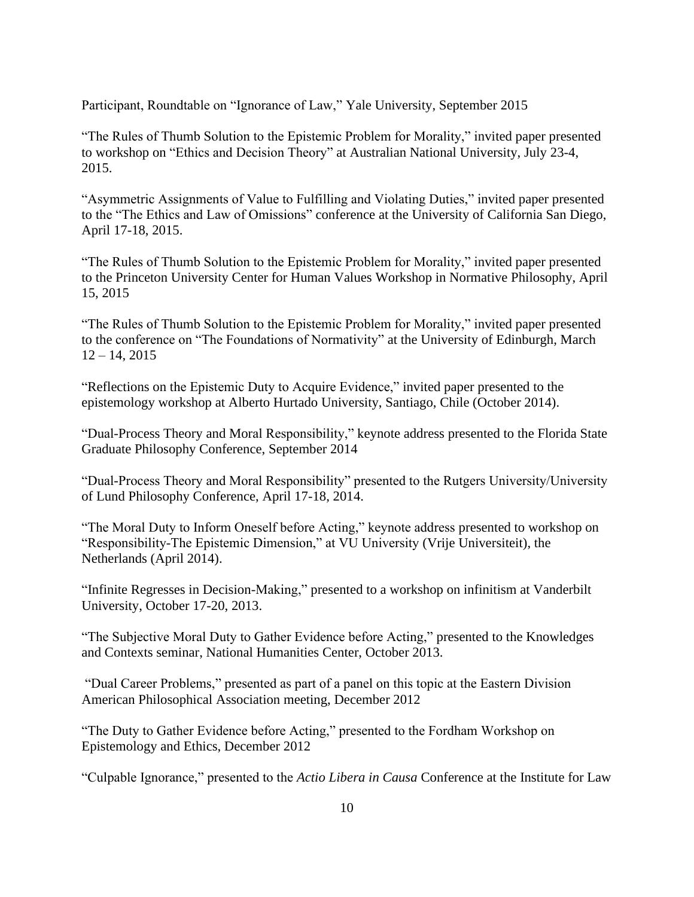Participant, Roundtable on "Ignorance of Law," Yale University, September 2015

"The Rules of Thumb Solution to the Epistemic Problem for Morality," invited paper presented to workshop on "Ethics and Decision Theory" at Australian National University, July 23-4, 2015.

"Asymmetric Assignments of Value to Fulfilling and Violating Duties," invited paper presented to the "The Ethics and Law of Omissions" conference at the University of California San Diego, April 17-18, 2015.

"The Rules of Thumb Solution to the Epistemic Problem for Morality," invited paper presented to the Princeton University Center for Human Values Workshop in Normative Philosophy, April 15, 2015

"The Rules of Thumb Solution to the Epistemic Problem for Morality," invited paper presented to the conference on "The Foundations of Normativity" at the University of Edinburgh, March 12 – 14, 2015

"Reflections on the Epistemic Duty to Acquire Evidence," invited paper presented to the epistemology workshop at Alberto Hurtado University, Santiago, Chile (October 2014).

"Dual-Process Theory and Moral Responsibility," keynote address presented to the Florida State Graduate Philosophy Conference, September 2014

"Dual-Process Theory and Moral Responsibility" presented to the Rutgers University/University of Lund Philosophy Conference, April 17-18, 2014.

"The Moral Duty to Inform Oneself before Acting," keynote address presented to workshop on "Responsibility-The Epistemic Dimension," at VU University (Vrije Universiteit), the Netherlands (April 2014).

"Infinite Regresses in Decision-Making," presented to a workshop on infinitism at Vanderbilt University, October 17-20, 2013.

"The Subjective Moral Duty to Gather Evidence before Acting," presented to the Knowledges and Contexts seminar, National Humanities Center, October 2013.

"Dual Career Problems," presented as part of a panel on this topic at the Eastern Division American Philosophical Association meeting, December 2012

"The Duty to Gather Evidence before Acting," presented to the Fordham Workshop on Epistemology and Ethics, December 2012

"Culpable Ignorance," presented to the *Actio Libera in Causa* Conference at the Institute for Law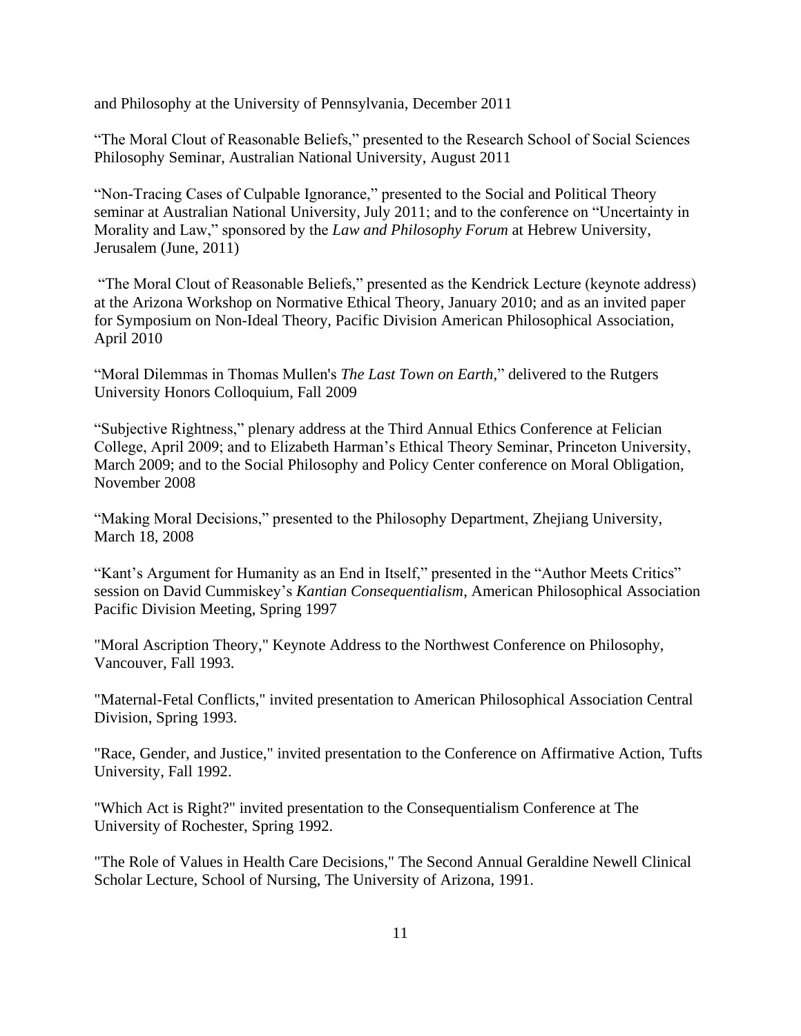and Philosophy at the University of Pennsylvania, December 2011

"The Moral Clout of Reasonable Beliefs," presented to the Research School of Social Sciences Philosophy Seminar, Australian National University, August 2011

"Non-Tracing Cases of Culpable Ignorance," presented to the Social and Political Theory seminar at Australian National University, July 2011; and to the conference on "Uncertainty in Morality and Law," sponsored by the *Law and Philosophy Forum* at Hebrew University, Jerusalem (June, 2011)

"The Moral Clout of Reasonable Beliefs," presented as the Kendrick Lecture (keynote address) at the Arizona Workshop on Normative Ethical Theory, January 2010; and as an invited paper for Symposium on Non-Ideal Theory, Pacific Division American Philosophical Association, April 2010

"Moral Dilemmas in Thomas Mullen's *The Last Town on Earth*," delivered to the Rutgers University Honors Colloquium, Fall 2009

"Subjective Rightness," plenary address at the Third Annual Ethics Conference at Felician College, April 2009; and to Elizabeth Harman's Ethical Theory Seminar, Princeton University, March 2009; and to the Social Philosophy and Policy Center conference on Moral Obligation, November 2008

"Making Moral Decisions," presented to the Philosophy Department, Zhejiang University, March 18, 2008

"Kant's Argument for Humanity as an End in Itself," presented in the "Author Meets Critics" session on David Cummiskey's *Kantian Consequentialism*, American Philosophical Association Pacific Division Meeting, Spring 1997

"Moral Ascription Theory," Keynote Address to the Northwest Conference on Philosophy, Vancouver, Fall 1993.

"Maternal-Fetal Conflicts," invited presentation to American Philosophical Association Central Division, Spring 1993.

"Race, Gender, and Justice," invited presentation to the Conference on Affirmative Action, Tufts University, Fall 1992.

"Which Act is Right?" invited presentation to the Consequentialism Conference at The University of Rochester, Spring 1992.

"The Role of Values in Health Care Decisions," The Second Annual Geraldine Newell Clinical Scholar Lecture, School of Nursing, The University of Arizona, 1991.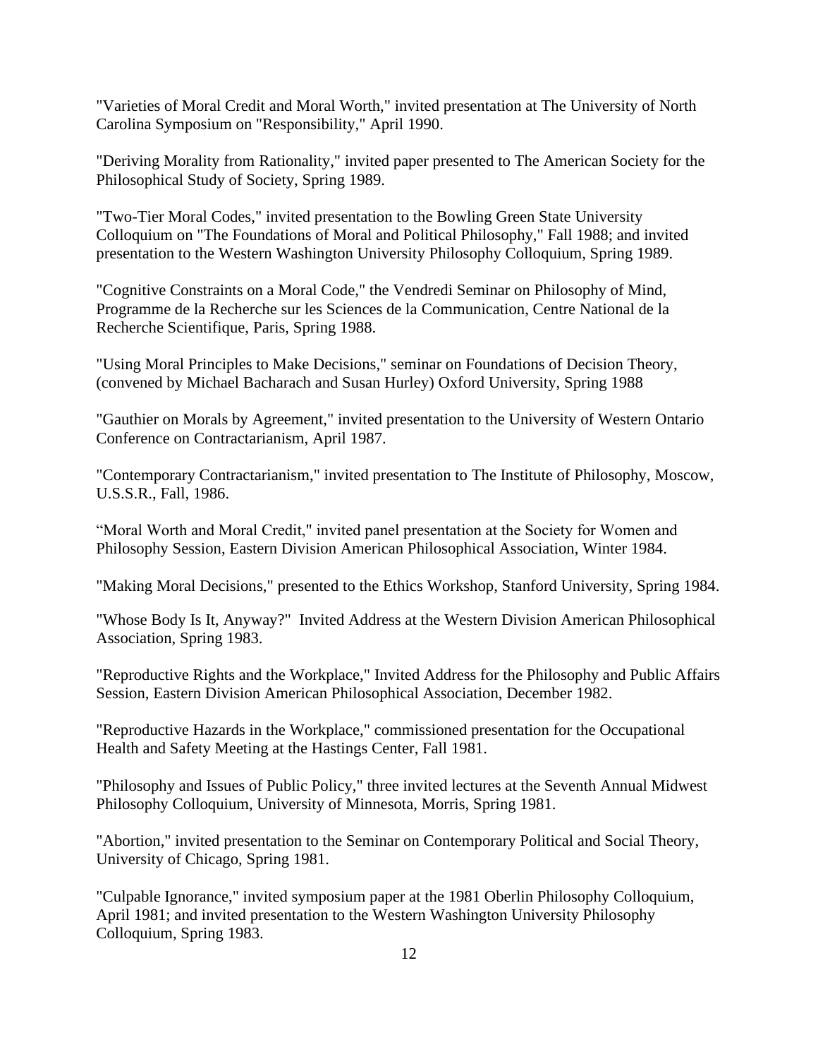"Varieties of Moral Credit and Moral Worth," invited presentation at The University of North Carolina Symposium on "Responsibility," April 1990.

"Deriving Morality from Rationality," invited paper presented to The American Society for the Philosophical Study of Society, Spring 1989.

"Two-Tier Moral Codes," invited presentation to the Bowling Green State University Colloquium on "The Foundations of Moral and Political Philosophy," Fall 1988; and invited presentation to the Western Washington University Philosophy Colloquium, Spring 1989.

"Cognitive Constraints on a Moral Code," the Vendredi Seminar on Philosophy of Mind, Programme de la Recherche sur les Sciences de la Communication, Centre National de la Recherche Scientifique, Paris, Spring 1988.

"Using Moral Principles to Make Decisions," seminar on Foundations of Decision Theory, (convened by Michael Bacharach and Susan Hurley) Oxford University, Spring 1988

"Gauthier on Morals by Agreement," invited presentation to the University of Western Ontario Conference on Contractarianism, April 1987.

"Contemporary Contractarianism," invited presentation to The Institute of Philosophy, Moscow, U.S.S.R., Fall, 1986.

"Moral Worth and Moral Credit," invited panel presentation at the Society for Women and Philosophy Session, Eastern Division American Philosophical Association, Winter 1984.

"Making Moral Decisions," presented to the Ethics Workshop, Stanford University, Spring 1984.

"Whose Body Is It, Anyway?" Invited Address at the Western Division American Philosophical Association, Spring 1983.

"Reproductive Rights and the Workplace," Invited Address for the Philosophy and Public Affairs Session, Eastern Division American Philosophical Association, December 1982.

"Reproductive Hazards in the Workplace," commissioned presentation for the Occupational Health and Safety Meeting at the Hastings Center, Fall 1981.

"Philosophy and Issues of Public Policy," three invited lectures at the Seventh Annual Midwest Philosophy Colloquium, University of Minnesota, Morris, Spring 1981.

"Abortion," invited presentation to the Seminar on Contemporary Political and Social Theory, University of Chicago, Spring 1981.

"Culpable Ignorance," invited symposium paper at the 1981 Oberlin Philosophy Colloquium, April 1981; and invited presentation to the Western Washington University Philosophy Colloquium, Spring 1983.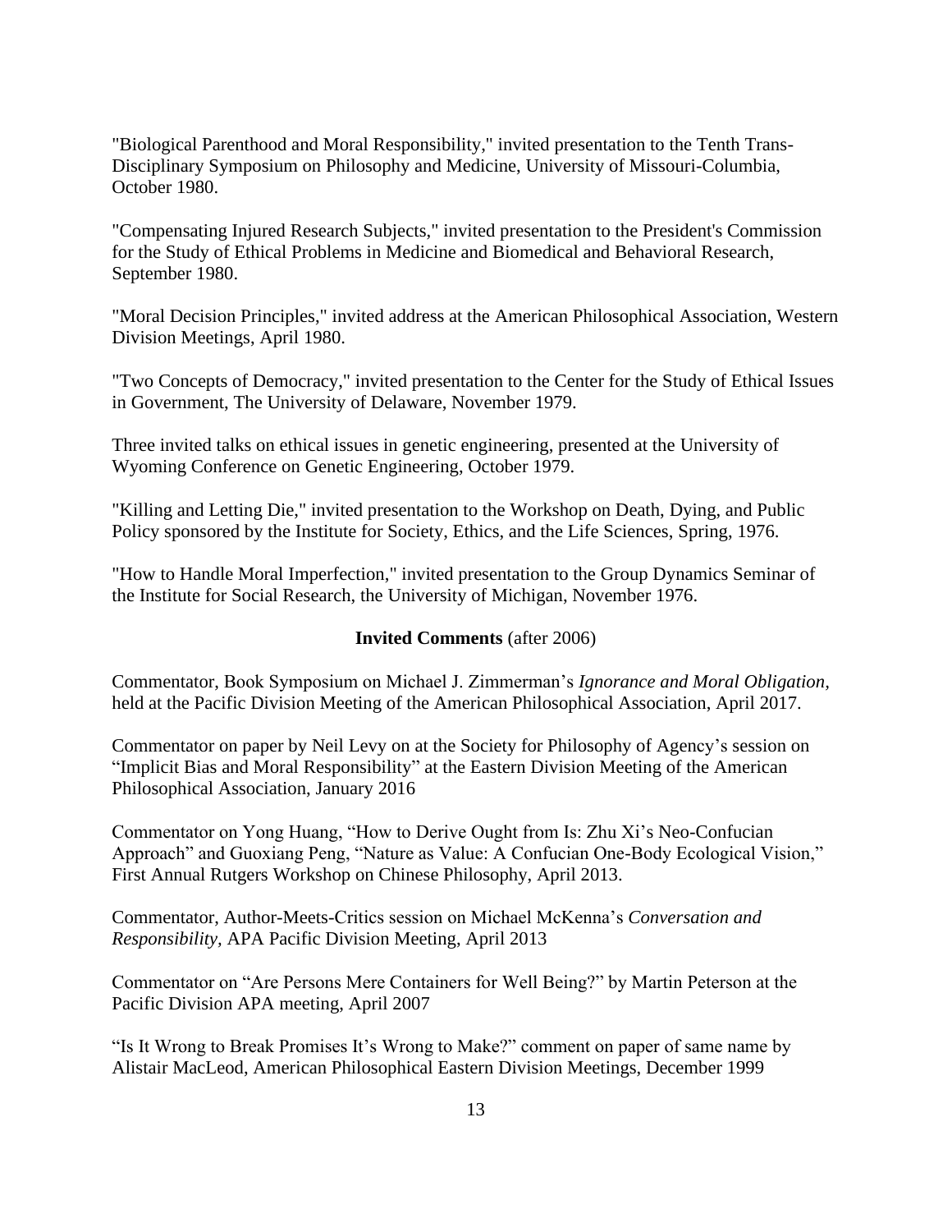"Biological Parenthood and Moral Responsibility," invited presentation to the Tenth Trans-Disciplinary Symposium on Philosophy and Medicine, University of Missouri-Columbia, October 1980.

"Compensating Injured Research Subjects," invited presentation to the President's Commission for the Study of Ethical Problems in Medicine and Biomedical and Behavioral Research, September 1980.

"Moral Decision Principles," invited address at the American Philosophical Association, Western Division Meetings, April 1980.

"Two Concepts of Democracy," invited presentation to the Center for the Study of Ethical Issues in Government, The University of Delaware, November 1979.

Three invited talks on ethical issues in genetic engineering, presented at the University of Wyoming Conference on Genetic Engineering, October 1979.

"Killing and Letting Die," invited presentation to the Workshop on Death, Dying, and Public Policy sponsored by the Institute for Society, Ethics, and the Life Sciences, Spring, 1976.

"How to Handle Moral Imperfection," invited presentation to the Group Dynamics Seminar of the Institute for Social Research, the University of Michigan, November 1976.

**Invited Comments** (after 2006)

Commentator, Book Symposium on Michael J. Zimmerman's *Ignorance and Moral Obligation,* held at the Pacific Division Meeting of the American Philosophical Association, April 2017.

Commentator on paper by Neil Levy on at the Society for Philosophy of Agency's session on "Implicit Bias and Moral Responsibility" at the Eastern Division Meeting of the American Philosophical Association, January 2016

Commentator on Yong Huang, "How to Derive Ought from Is: Zhu Xi's Neo-Confucian Approach" and Guoxiang Peng, "Nature as Value: A Confucian One-Body Ecological Vision," First Annual Rutgers Workshop on Chinese Philosophy, April 2013.

Commentator, Author-Meets-Critics session on Michael McKenna's *Conversation and Responsibility,* APA Pacific Division Meeting, April 2013

Commentator on "Are Persons Mere Containers for Well Being?" by Martin Peterson at the Pacific Division APA meeting, April 2007

"Is It Wrong to Break Promises It's Wrong to Make?" comment on paper of same name by Alistair MacLeod, American Philosophical Eastern Division Meetings, December 1999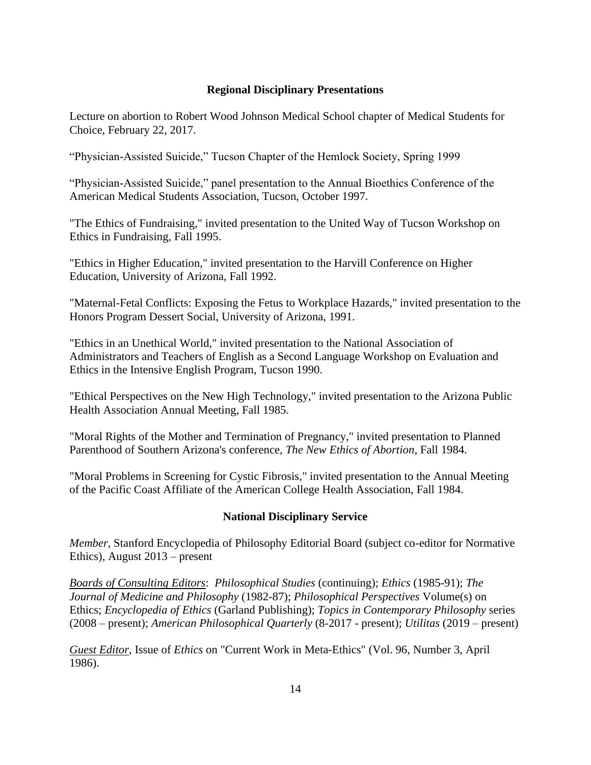## Regional Disciplinary Presentations

Lecture on abortion to Robert Wood Johnson Medical School chapter of Medical Students for Choice, February 22, 2017.

"Physician-Assisted Suicide," Tucson Chapter of the Hemlock Society, Spring 1999

"Physician-Assisted Suicide," panel presentation to the Annual Bioethics Conference of the American Medical Students Association, Tucson, October 1997.

"The Ethics of Fundraising," invited presentation to the United Way of Tucson Workshop on Ethics in Fundraising, Fall 1995.

"Ethics in Higher Education," invited presentation to the Harvill Conference on Higher Education, University of Arizona, Fall 1992.

"Maternal-Fetal Conflicts: Exposing the Fetus to Workplace Hazards," invited presentation to the Honors Program Dessert Social, University of Arizona, 1991.

"Ethics in an Unethical World," invited presentation to the National Association of Administrators and Teachers of English as a Second Language Workshop on Evaluation and Ethics in the Intensive English Program, Tucson 1990.

"Ethical Perspectives on the New High Technology," invited presentation to the Arizona Public Health Association Annual Meeting, Fall 1985.

"Moral Rights of the Mother and Termination of Pregnancy," invited presentation to Planned Parenthood of Southern Arizona's conference, *The New Ethics of Abortion*, Fall 1984.

"Moral Problems in Screening for Cystic Fibrosis," invited presentation to the Annual Meeting of the Pacific Coast Affiliate of the American College Health Association, Fall 1984.

## National Disciplinary Service

*Member*, Stanford Encyclopedia of Philosophy Editorial Board (subject co-editor for Normative Ethics), August 2013 – present

*Boards of Consulting Editors*: *Philosophical Studies* (continuing); *Ethics* (1985-91); *The Journal of Medicine and Philosophy* (1982-87); *Philosophical Perspectives* Volume(s) on Ethics; *Encyclopedia of Ethics* (Garland Publishing); *Topics in Contemporary Philosophy* series (2008 – present); *American Philosophical Quarterly* (8-2017 - present); *Utilitas* (2019 – present)

*Guest Editor*, Issue of *Ethics* on "Current Work in Meta-Ethics" (Vol. 96, Number 3, April 1986).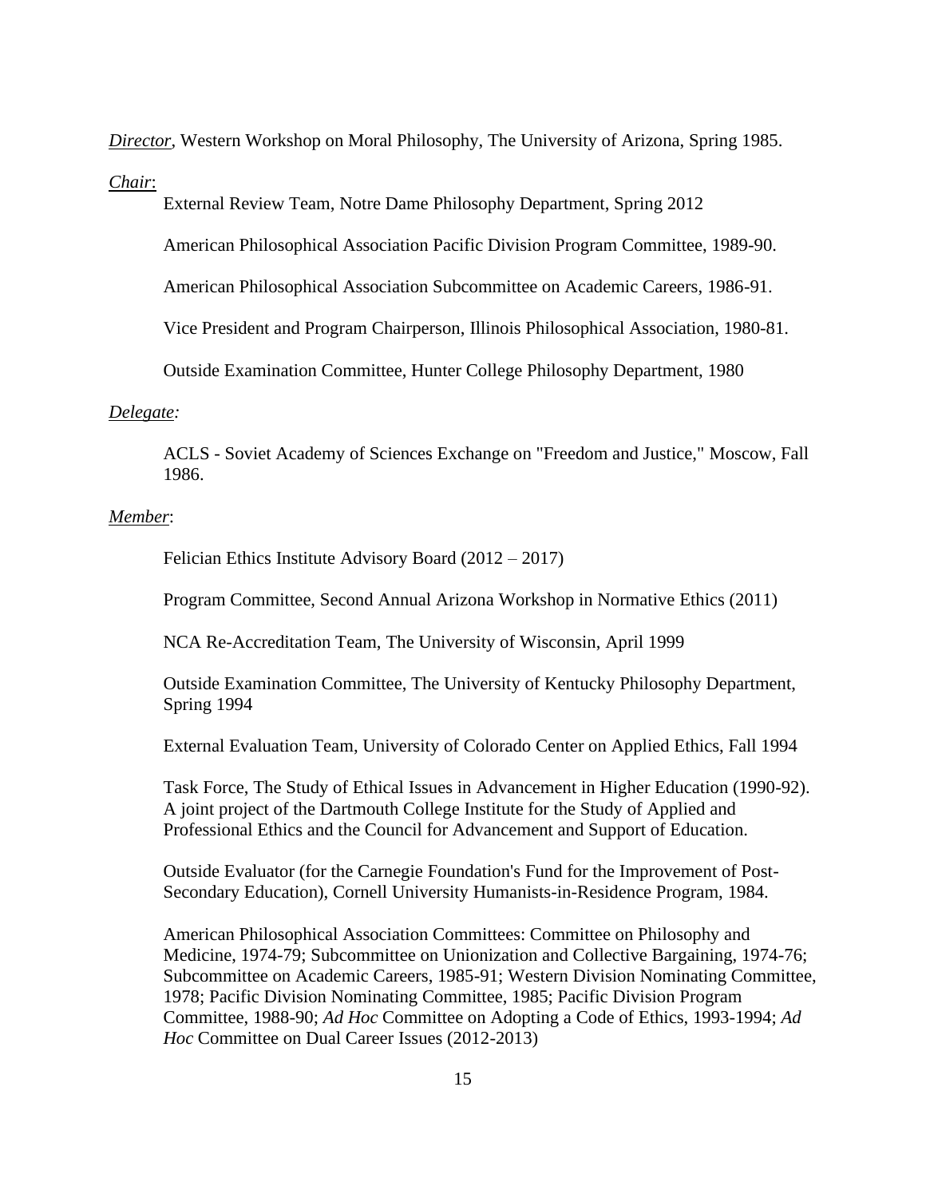***Director***, Western Workshop on Moral Philosophy, The University of Arizona, Spring 1985.

***Chair***:

External Review Team, Notre Dame Philosophy Department, Spring 2012

American Philosophical Association Pacific Division Program Committee, 1989-90.

American Philosophical Association Subcommittee on Academic Careers, 1986-91.

Vice President and Program Chairperson, Illinois Philosophical Association, 1980-81.

Outside Examination Committee, Hunter College Philosophy Department, 1980

***Delegate:***

ACLS - Soviet Academy of Sciences Exchange on "Freedom and Justice," Moscow, Fall 1986.

***Member***:

Felician Ethics Institute Advisory Board (2012 – 2017)

Program Committee, Second Annual Arizona Workshop in Normative Ethics (2011)

NCA Re-Accreditation Team, The University of Wisconsin, April 1999

Outside Examination Committee, The University of Kentucky Philosophy Department, Spring 1994

External Evaluation Team, University of Colorado Center on Applied Ethics, Fall 1994

Task Force, The Study of Ethical Issues in Advancement in Higher Education (1990-92). A joint project of the Dartmouth College Institute for the Study of Applied and Professional Ethics and the Council for Advancement and Support of Education.

Outside Evaluator (for the Carnegie Foundation's Fund for the Improvement of Post-Secondary Education), Cornell University Humanists-in-Residence Program, 1984.

American Philosophical Association Committees: Committee on Philosophy and Medicine, 1974-79; Subcommittee on Unionization and Collective Bargaining, 1974-76; Subcommittee on Academic Careers, 1985-91; Western Division Nominating Committee, 1978; Pacific Division Nominating Committee, 1985; Pacific Division Program Committee, 1988-90; *Ad Hoc* Committee on Adopting a Code of Ethics, 1993-1994; *Ad Hoc* Committee on Dual Career Issues (2012-2013)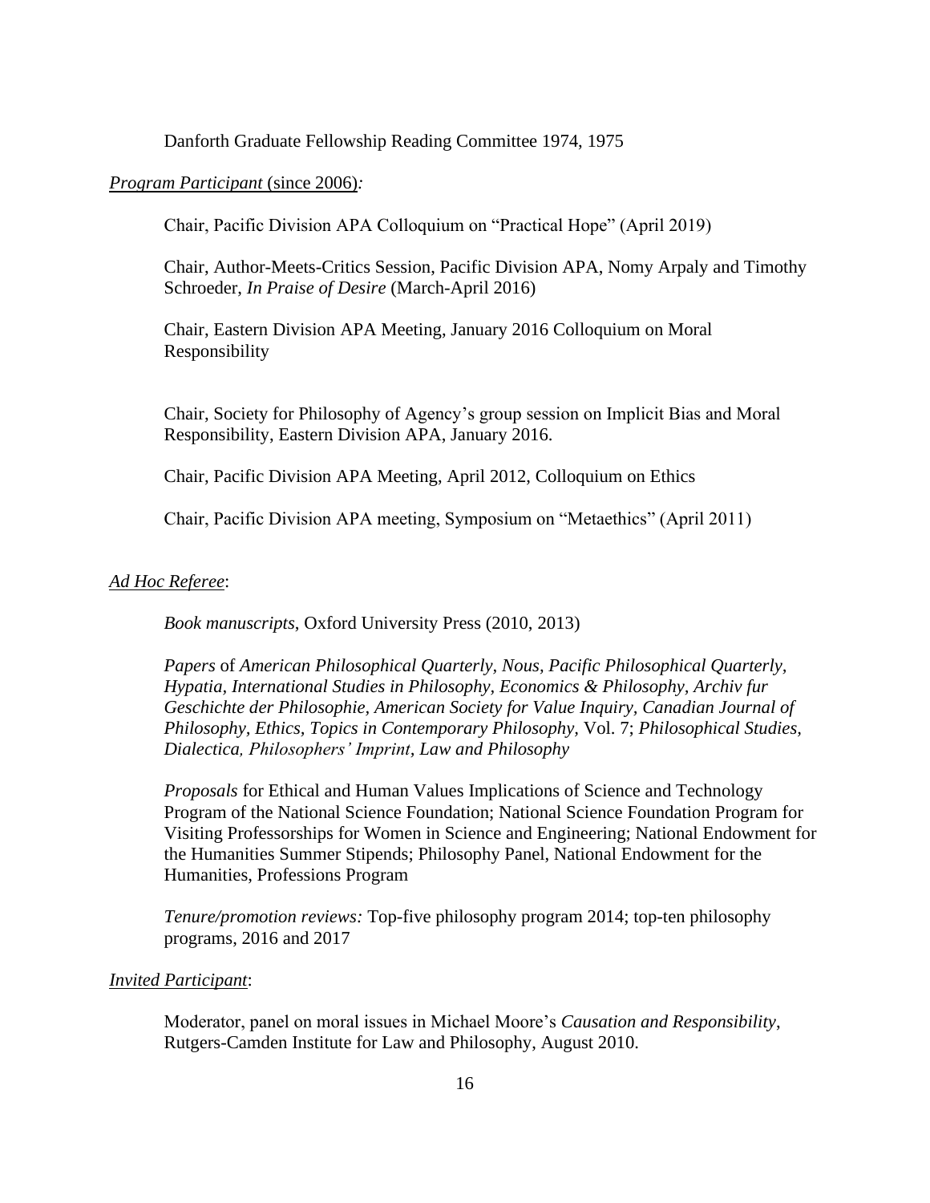Danforth Graduate Fellowship Reading Committee 1974, 1975

*Program Participant* (since 2006)*:*

Chair, Pacific Division APA Colloquium on "Practical Hope" (April 2019)

Chair, Author-Meets-Critics Session, Pacific Division APA, Nomy Arpaly and Timothy Schroeder, *In Praise of Desire* (March-April 2016)

Chair, Eastern Division APA Meeting, January 2016 Colloquium on Moral Responsibility

Chair, Society for Philosophy of Agency's group session on Implicit Bias and Moral Responsibility, Eastern Division APA, January 2016.

Chair, Pacific Division APA Meeting, April 2012, Colloquium on Ethics

Chair, Pacific Division APA meeting, Symposium on "Metaethics" (April 2011)

*Ad Hoc Referee*:

*Book manuscripts*, Oxford University Press (2010, 2013)

*Papers* of *American Philosophical Quarterly, Nous, Pacific Philosophical Quarterly, Hypatia, International Studies in Philosophy, Economics & Philosophy, Archiv fur Geschichte der Philosophie, American Society for Value Inquiry, Canadian Journal of Philosophy, Ethics, Topics in Contemporary Philosophy,* Vol. 7; *Philosophical Studies, Dialectica, Philosophers' Imprint, Law and Philosophy*

*Proposals* for Ethical and Human Values Implications of Science and Technology Program of the National Science Foundation; National Science Foundation Program for Visiting Professorships for Women in Science and Engineering; National Endowment for the Humanities Summer Stipends; Philosophy Panel, National Endowment for the Humanities, Professions Program

*Tenure/promotion reviews:* Top-five philosophy program 2014; top-ten philosophy programs, 2016 and 2017

*Invited Participant*:

Moderator, panel on moral issues in Michael Moore's *Causation and Responsibility*, Rutgers-Camden Institute for Law and Philosophy, August 2010.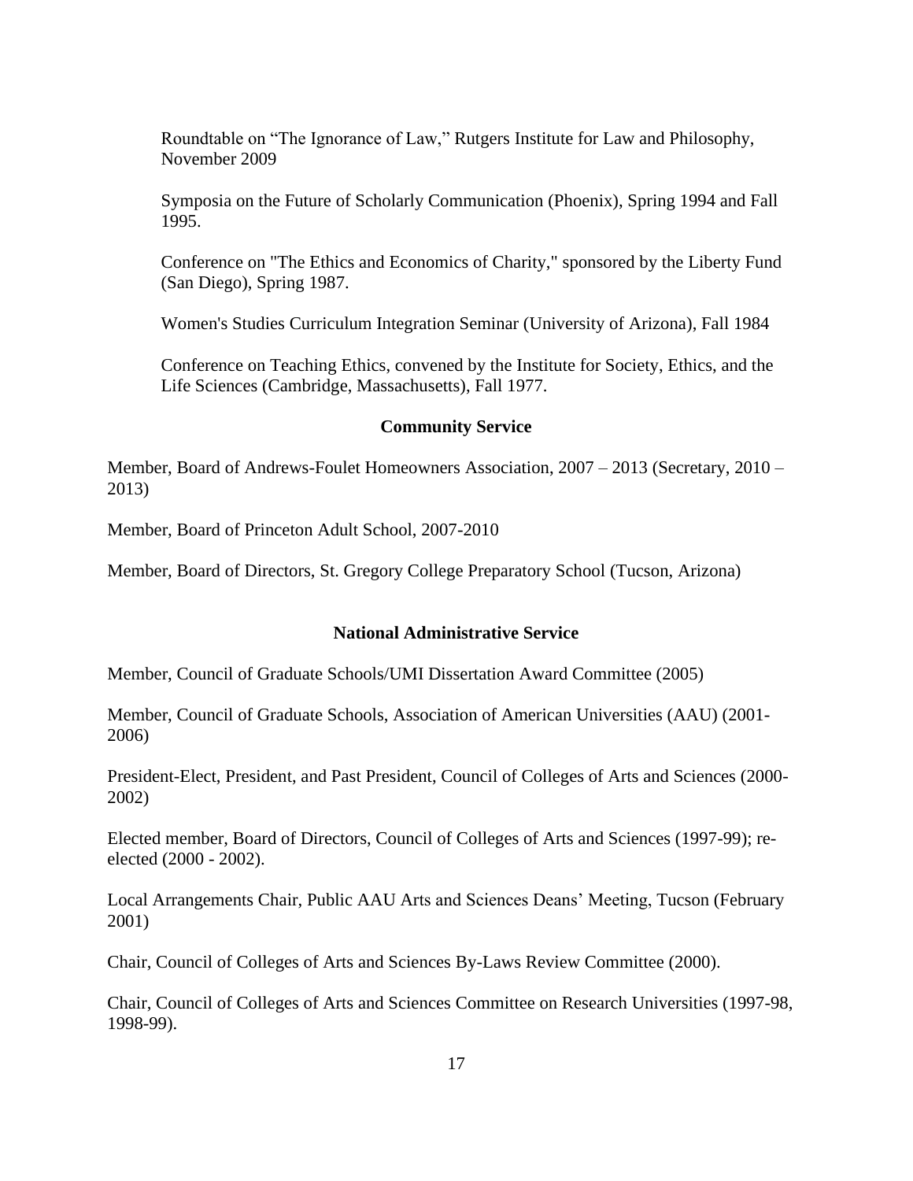Roundtable on "The Ignorance of Law," Rutgers Institute for Law and Philosophy, November 2009

Symposia on the Future of Scholarly Communication (Phoenix), Spring 1994 and Fall 1995.

Conference on "The Ethics and Economics of Charity," sponsored by the Liberty Fund (San Diego), Spring 1987.

Women's Studies Curriculum Integration Seminar (University of Arizona), Fall 1984

Conference on Teaching Ethics, convened by the Institute for Society, Ethics, and the Life Sciences (Cambridge, Massachusetts), Fall 1977.

## Community Service

Member, Board of Andrews-Foulet Homeowners Association, 2007 – 2013 (Secretary, 2010 – 2013)

Member, Board of Princeton Adult School, 2007-2010

Member, Board of Directors, St. Gregory College Preparatory School (Tucson, Arizona)

## National Administrative Service

Member, Council of Graduate Schools/UMI Dissertation Award Committee (2005)

Member, Council of Graduate Schools, Association of American Universities (AAU) (2001-2006)

President-Elect, President, and Past President, Council of Colleges of Arts and Sciences (2000-2002)

Elected member, Board of Directors, Council of Colleges of Arts and Sciences (1997-99); re-elected (2000 - 2002).

Local Arrangements Chair, Public AAU Arts and Sciences Deans' Meeting, Tucson (February 2001)

Chair, Council of Colleges of Arts and Sciences By-Laws Review Committee (2000).

Chair, Council of Colleges of Arts and Sciences Committee on Research Universities (1997-98, 1998-99).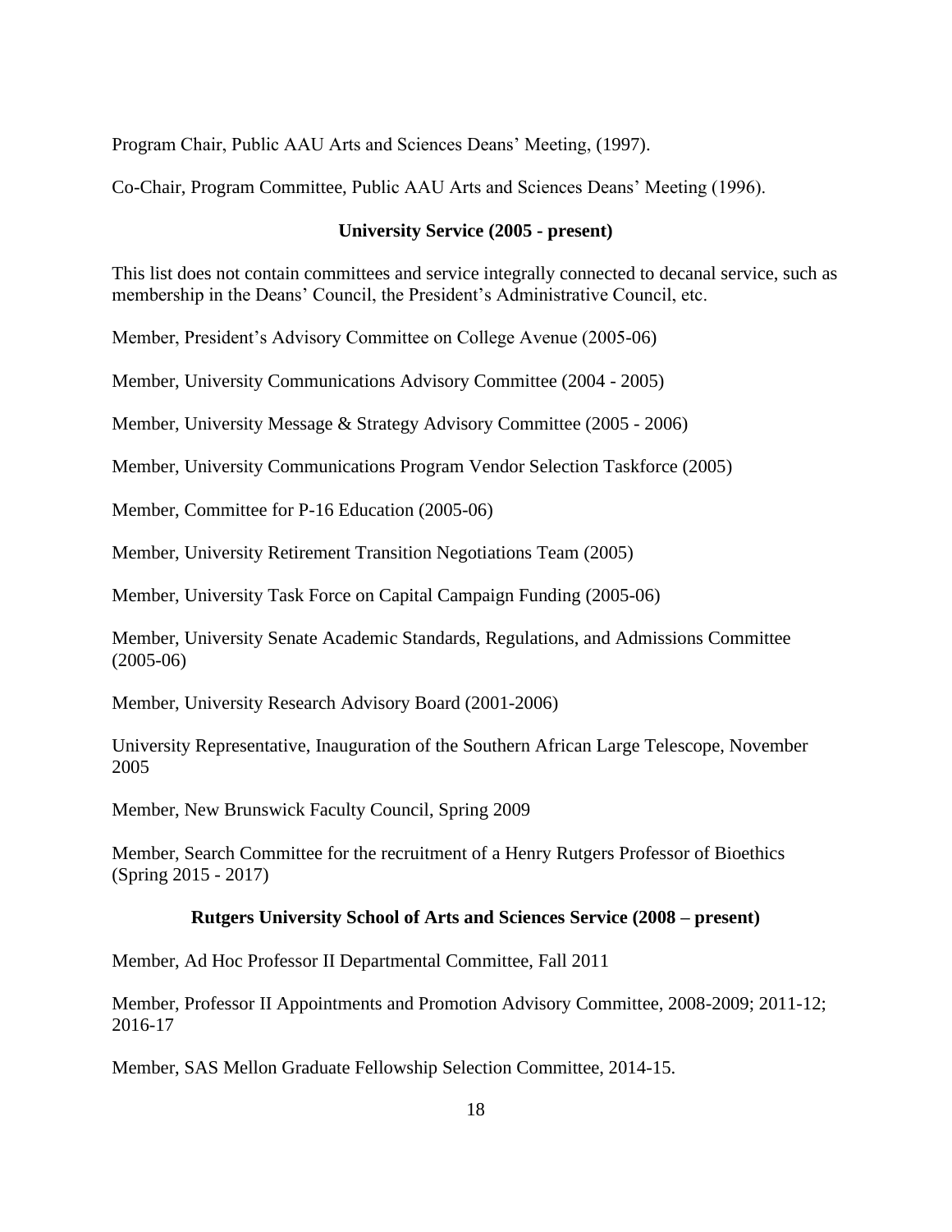Program Chair, Public AAU Arts and Sciences Deans' Meeting, (1997).

Co-Chair, Program Committee, Public AAU Arts and Sciences Deans' Meeting (1996).

### University Service (2005 - present)

This list does not contain committees and service integrally connected to decanal service, such as membership in the Deans' Council, the President's Administrative Council, etc.

Member, President's Advisory Committee on College Avenue (2005-06)

Member, University Communications Advisory Committee (2004 - 2005)

Member, University Message & Strategy Advisory Committee (2005 - 2006)

Member, University Communications Program Vendor Selection Taskforce (2005)

Member, Committee for P-16 Education (2005-06)

Member, University Retirement Transition Negotiations Team (2005)

Member, University Task Force on Capital Campaign Funding (2005-06)

Member, University Senate Academic Standards, Regulations, and Admissions Committee (2005-06)

Member, University Research Advisory Board (2001-2006)

University Representative, Inauguration of the Southern African Large Telescope, November 2005

Member, New Brunswick Faculty Council, Spring 2009

Member, Search Committee for the recruitment of a Henry Rutgers Professor of Bioethics (Spring 2015 - 2017)

### Rutgers University School of Arts and Sciences Service (2008 – present)

Member, Ad Hoc Professor II Departmental Committee, Fall 2011

Member, Professor II Appointments and Promotion Advisory Committee, 2008-2009; 2011-12; 2016-17

Member, SAS Mellon Graduate Fellowship Selection Committee, 2014-15.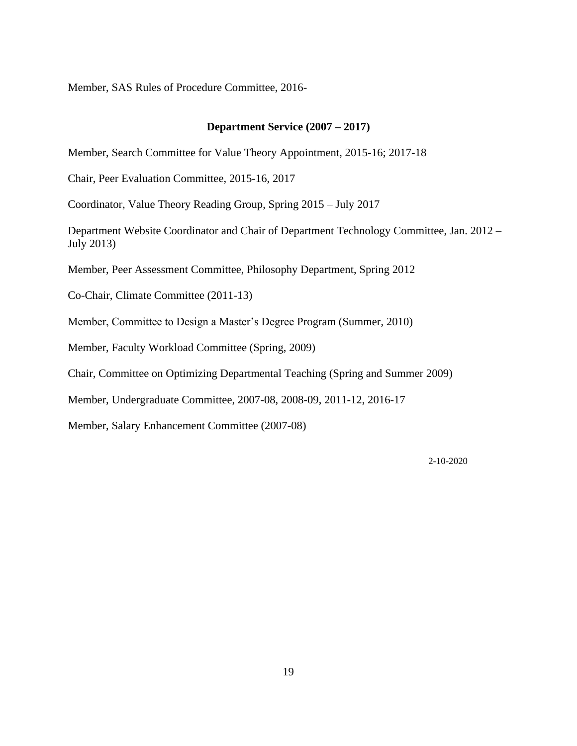Member, SAS Rules of Procedure Committee, 2016-

**Department Service (2007 – 2017)**

Member, Search Committee for Value Theory Appointment, 2015-16; 2017-18

Chair, Peer Evaluation Committee, 2015-16, 2017

Coordinator, Value Theory Reading Group, Spring 2015 – July 2017

Department Website Coordinator and Chair of Department Technology Committee, Jan. 2012 – July 2013)

Member, Peer Assessment Committee, Philosophy Department, Spring 2012

Co-Chair, Climate Committee (2011-13)

Member, Committee to Design a Master's Degree Program (Summer, 2010)

Member, Faculty Workload Committee (Spring, 2009)

Chair, Committee on Optimizing Departmental Teaching (Spring and Summer 2009)

Member, Undergraduate Committee, 2007-08, 2008-09, 2011-12, 2016-17

Member, Salary Enhancement Committee (2007-08)

2-10-2020